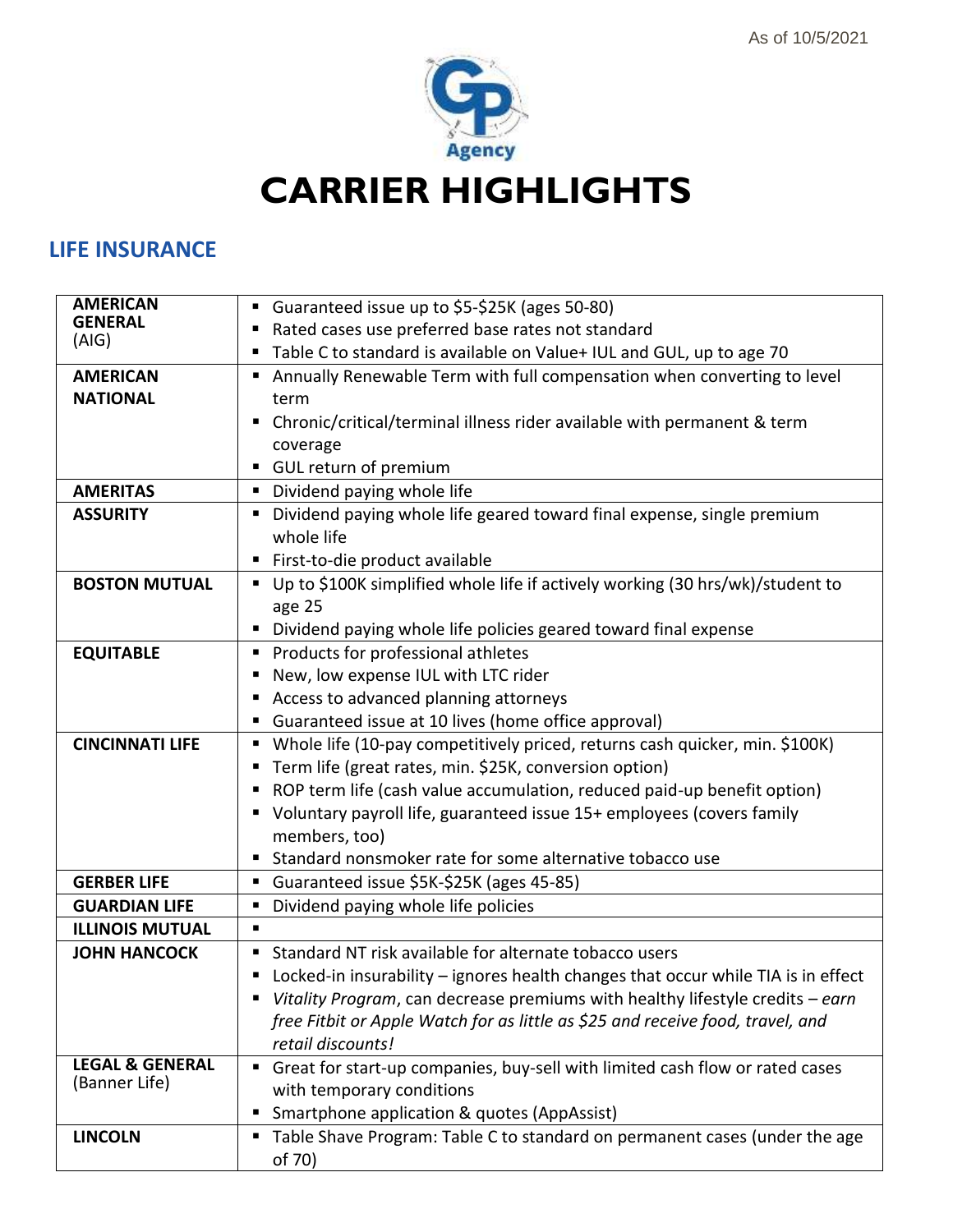As of 10/5/2021

GP Agency

# CARRIER HIGHLIGHTS

## LIFE INSURANCE

| Carrier | Highlights |
| --- | --- |
| **AMERICAN GENERAL** (AIG) | ▪ Guaranteed issue up to $5-$25K (ages 50-80)<br>▪ Rated cases use preferred base rates not standard<br>▪ Table C to standard is available on Value+ IUL and GUL, up to age 70 |
| **AMERICAN NATIONAL** | ▪ Annually Renewable Term with full compensation when converting to level term<br>▪ Chronic/critical/terminal illness rider available with permanent & term coverage<br>▪ GUL return of premium |
| **AMERITAS** | ▪ Dividend paying whole life |
| **ASSURITY** | ▪ Dividend paying whole life geared toward final expense, single premium whole life<br>▪ First-to-die product available |
| **BOSTON MUTUAL** | ▪ Up to $100K simplified whole life if actively working (30 hrs/wk)/student to age 25<br>▪ Dividend paying whole life policies geared toward final expense |
| **EQUITABLE** | ▪ Products for professional athletes<br>▪ New, low expense IUL with LTC rider<br>▪ Access to advanced planning attorneys<br>▪ Guaranteed issue at 10 lives (home office approval) |
| **CINCINNATI LIFE** | ▪ Whole life (10-pay competitively priced, returns cash quicker, min. $100K)<br>▪ Term life (great rates, min. $25K, conversion option)<br>▪ ROP term life (cash value accumulation, reduced paid-up benefit option)<br>▪ Voluntary payroll life, guaranteed issue 15+ employees (covers family members, too)<br>▪ Standard nonsmoker rate for some alternative tobacco use |
| **GERBER LIFE** | ▪ Guaranteed issue $5K-$25K (ages 45-85) |
| **GUARDIAN LIFE** | ▪ Dividend paying whole life policies |
| **ILLINOIS MUTUAL** | ▪ |
| **JOHN HANCOCK** | ▪ Standard NT risk available for alternate tobacco users<br>▪ Locked-in insurability – ignores health changes that occur while TIA is in effect<br>▪ *Vitality Program*, can decrease premiums with healthy lifestyle credits – *earn free Fitbit or Apple Watch for as little as $25 and receive food, travel, and retail discounts!* |
| **LEGAL & GENERAL** (Banner Life) | ▪ Great for start-up companies, buy-sell with limited cash flow or rated cases with temporary conditions<br>▪ Smartphone application & quotes (AppAssist) |
| **LINCOLN** | ▪ Table Shave Program: Table C to standard on permanent cases (under the age of 70) |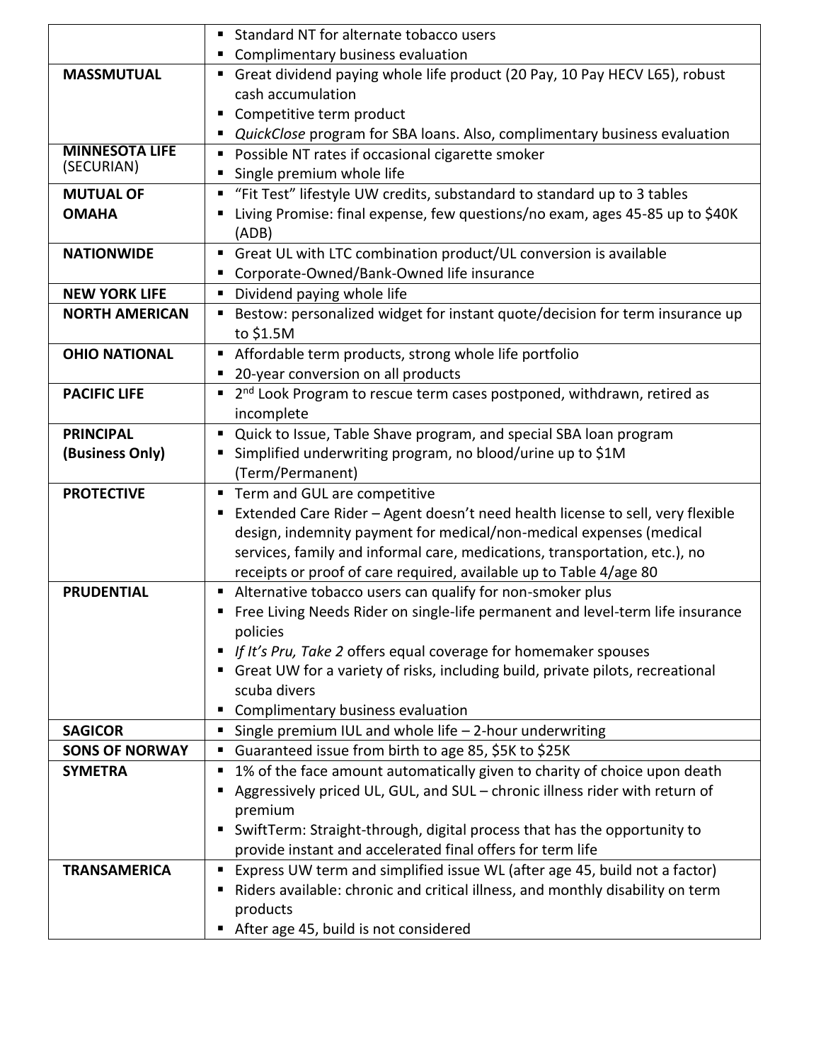| | |
|---|---|
| | ▪ Standard NT for alternate tobacco users<br>▪ Complimentary business evaluation |
| **MASSMUTUAL** | ▪ Great dividend paying whole life product (20 Pay, 10 Pay HECV L65), robust cash accumulation<br>▪ Competitive term product<br>▪ *QuickClose* program for SBA loans. Also, complimentary business evaluation |
| **MINNESOTA LIFE** (SECURIAN) | ▪ Possible NT rates if occasional cigarette smoker<br>▪ Single premium whole life |
| **MUTUAL OF OMAHA** | ▪ "Fit Test" lifestyle UW credits, substandard to standard up to 3 tables<br>▪ Living Promise: final expense, few questions/no exam, ages 45-85 up to $40K (ADB) |
| **NATIONWIDE** | ▪ Great UL with LTC combination product/UL conversion is available<br>▪ Corporate-Owned/Bank-Owned life insurance |
| **NEW YORK LIFE** | ▪ Dividend paying whole life |
| **NORTH AMERICAN** | ▪ Bestow: personalized widget for instant quote/decision for term insurance up to $1.5M |
| **OHIO NATIONAL** | ▪ Affordable term products, strong whole life portfolio<br>▪ 20-year conversion on all products |
| **PACIFIC LIFE** | ▪ 2nd Look Program to rescue term cases postponed, withdrawn, retired as incomplete |
| **PRINCIPAL (Business Only)** | ▪ Quick to Issue, Table Shave program, and special SBA loan program<br>▪ Simplified underwriting program, no blood/urine up to $1M (Term/Permanent) |
| **PROTECTIVE** | ▪ Term and GUL are competitive<br>▪ Extended Care Rider – Agent doesn't need health license to sell, very flexible design, indemnity payment for medical/non-medical expenses (medical services, family and informal care, medications, transportation, etc.), no receipts or proof of care required, available up to Table 4/age 80 |
| **PRUDENTIAL** | ▪ Alternative tobacco users can qualify for non-smoker plus<br>▪ Free Living Needs Rider on single-life permanent and level-term life insurance policies<br>▪ *If It's Pru, Take 2* offers equal coverage for homemaker spouses<br>▪ Great UW for a variety of risks, including build, private pilots, recreational scuba divers<br>▪ Complimentary business evaluation |
| **SAGICOR** | ▪ Single premium IUL and whole life – 2-hour underwriting |
| **SONS OF NORWAY** | ▪ Guaranteed issue from birth to age 85, $5K to $25K |
| **SYMETRA** | ▪ 1% of the face amount automatically given to charity of choice upon death<br>▪ Aggressively priced UL, GUL, and SUL – chronic illness rider with return of premium<br>▪ SwiftTerm: Straight-through, digital process that has the opportunity to provide instant and accelerated final offers for term life |
| **TRANSAMERICA** | ▪ Express UW term and simplified issue WL (after age 45, build not a factor)<br>▪ Riders available: chronic and critical illness, and monthly disability on term products<br>▪ After age 45, build is not considered |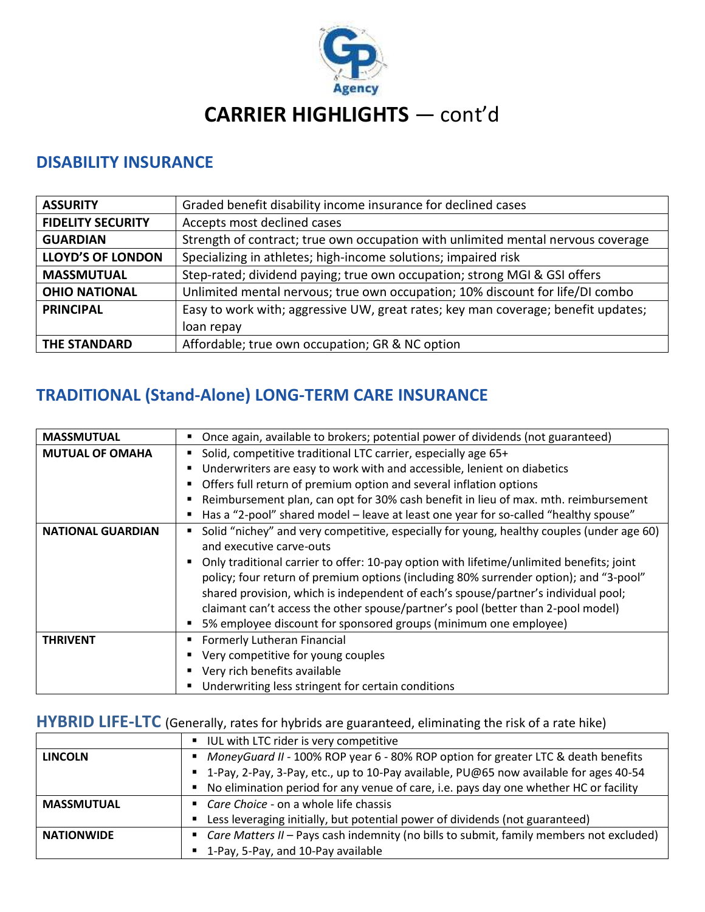# CARRIER HIGHLIGHTS — cont'd

## DISABILITY INSURANCE

| | |
|---|---|
| **ASSURITY** | Graded benefit disability income insurance for declined cases |
| **FIDELITY SECURITY** | Accepts most declined cases |
| **GUARDIAN** | Strength of contract; true own occupation with unlimited mental nervous coverage |
| **LLOYD'S OF LONDON** | Specializing in athletes; high-income solutions; impaired risk |
| **MASSMUTUAL** | Step-rated; dividend paying; true own occupation; strong MGI & GSI offers |
| **OHIO NATIONAL** | Unlimited mental nervous; true own occupation; 10% discount for life/DI combo |
| **PRINCIPAL** | Easy to work with; aggressive UW, great rates; key man coverage; benefit updates; loan repay |
| **THE STANDARD** | Affordable; true own occupation; GR & NC option |

## TRADITIONAL (Stand-Alone) LONG-TERM CARE INSURANCE

| | |
|---|---|
| **MASSMUTUAL** | ▪ Once again, available to brokers; potential power of dividends (not guaranteed) |
| **MUTUAL OF OMAHA** | ▪ Solid, competitive traditional LTC carrier, especially age 65+<br>▪ Underwriters are easy to work with and accessible, lenient on diabetics<br>▪ Offers full return of premium option and several inflation options<br>▪ Reimbursement plan, can opt for 30% cash benefit in lieu of max. mth. reimbursement<br>▪ Has a "2-pool" shared model – leave at least one year for so-called "healthy spouse" |
| **NATIONAL GUARDIAN** | ▪ Solid "nichey" and very competitive, especially for young, healthy couples (under age 60) and executive carve-outs<br>▪ Only traditional carrier to offer: 10-pay option with lifetime/unlimited benefits; joint policy; four return of premium options (including 80% surrender option); and "3-pool" shared provision, which is independent of each's spouse/partner's individual pool; claimant can't access the other spouse/partner's pool (better than 2-pool model)<br>▪ 5% employee discount for sponsored groups (minimum one employee) |
| **THRIVENT** | ▪ Formerly Lutheran Financial<br>▪ Very competitive for young couples<br>▪ Very rich benefits available<br>▪ Underwriting less stringent for certain conditions |

## HYBRID LIFE-LTC (Generally, rates for hybrids are guaranteed, eliminating the risk of a rate hike)

| | |
|---|---|
| | ▪ IUL with LTC rider is very competitive |
| **LINCOLN** | ▪ *MoneyGuard II* - 100% ROP year 6 - 80% ROP option for greater LTC & death benefits<br>▪ 1-Pay, 2-Pay, 3-Pay, etc., up to 10-Pay available, PU@65 now available for ages 40-54<br>▪ No elimination period for any venue of care, i.e. pays day one whether HC or facility |
| **MASSMUTUAL** | ▪ *Care Choice* - on a whole life chassis<br>▪ Less leveraging initially, but potential power of dividends (not guaranteed) |
| **NATIONWIDE** | ▪ *Care Matters II* – Pays cash indemnity (no bills to submit, family members not excluded)<br>▪ 1-Pay, 5-Pay, and 10-Pay available |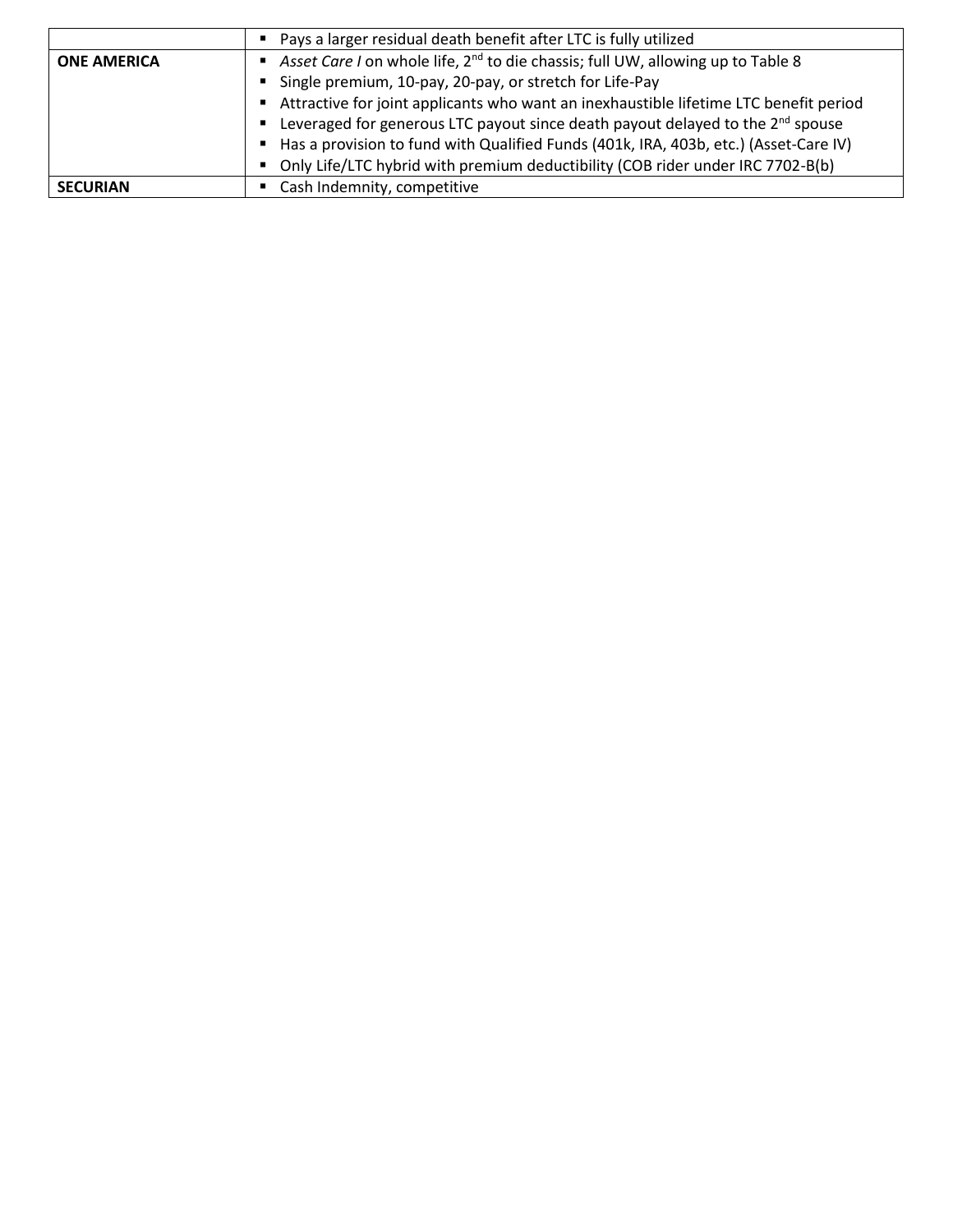| | |
|---|---|
| | ▪ Pays a larger residual death benefit after LTC is fully utilized |
| **ONE AMERICA** | ▪ *Asset Care I* on whole life, 2nd to die chassis; full UW, allowing up to Table 8<br>▪ Single premium, 10-pay, 20-pay, or stretch for Life-Pay<br>▪ Attractive for joint applicants who want an inexhaustible lifetime LTC benefit period<br>▪ Leveraged for generous LTC payout since death payout delayed to the 2nd spouse<br>▪ Has a provision to fund with Qualified Funds (401k, IRA, 403b, etc.) (Asset-Care IV)<br>▪ Only Life/LTC hybrid with premium deductibility (COB rider under IRC 7702-B(b) |
| **SECURIAN** | ▪ Cash Indemnity, competitive |